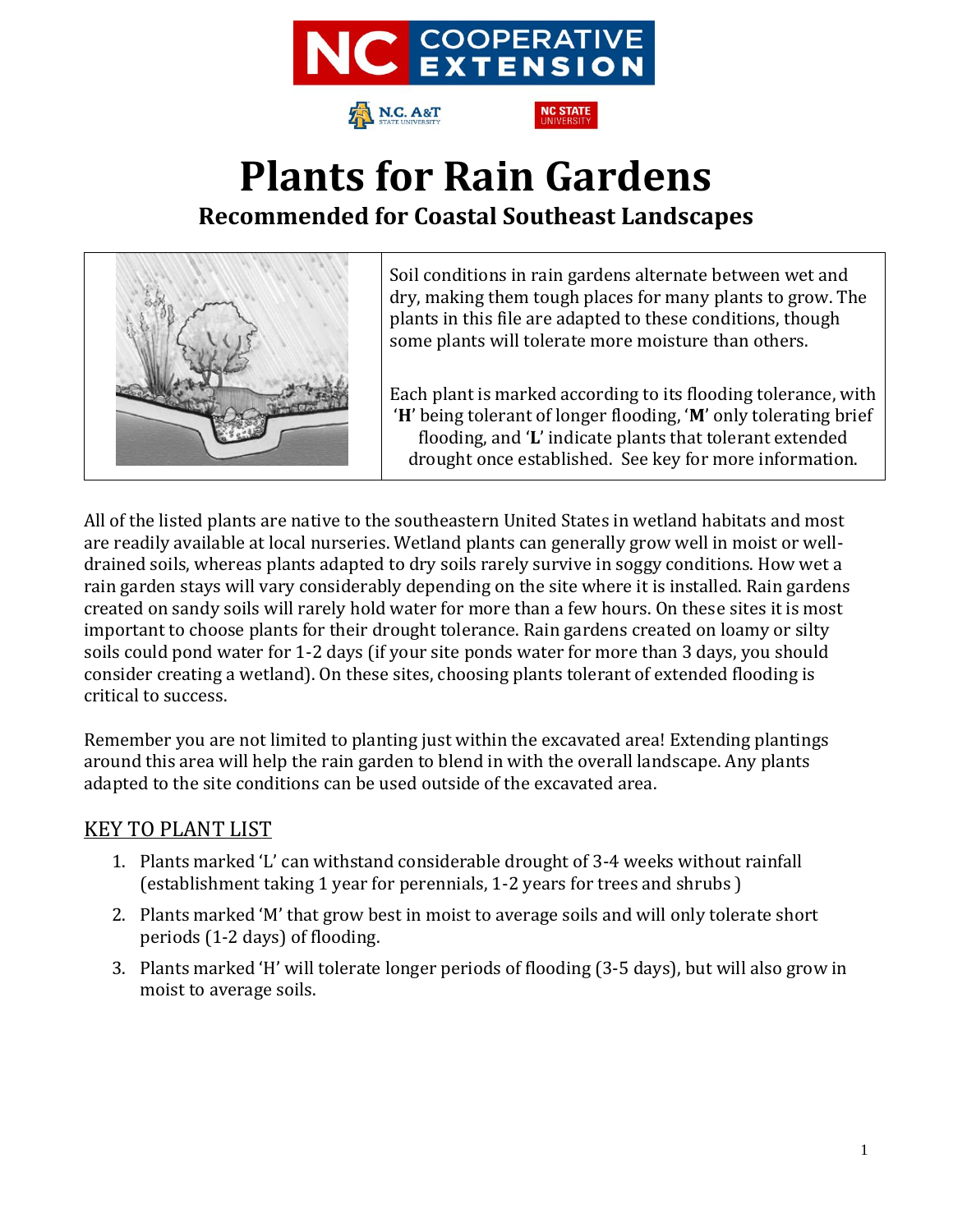# Plants for Rain Gardens

## Recommended for Coastal Southeast Landscapes

Soil conditions in rain gardens alternate between wet and dry, making them tough places for many plants to grow. The plants in this file are adapted to these conditions, though some plants will tolerate more moisture than others.

Each plant is marked according to its flooding tolerance, with '**H**' being tolerant of longer flooding, '**M**' only tolerating brief flooding, and '**L**' indicate plants that tolerant extended drought once established. See key for more information.

All of the listed plants are native to the southeastern United States in wetland habitats and most are readily available at local nurseries. Wetland plants can generally grow well in moist or well-drained soils, whereas plants adapted to dry soils rarely survive in soggy conditions. How wet a rain garden stays will vary considerably depending on the site where it is installed. Rain gardens created on sandy soils will rarely hold water for more than a few hours. On these sites it is most important to choose plants for their drought tolerance. Rain gardens created on loamy or silty soils could pond water for 1-2 days (if your site ponds water for more than 3 days, you should consider creating a wetland). On these sites, choosing plants tolerant of extended flooding is critical to success.

Remember you are not limited to planting just within the excavated area! Extending plantings around this area will help the rain garden to blend in with the overall landscape. Any plants adapted to the site conditions can be used outside of the excavated area.

## KEY TO PLANT LIST

1. Plants marked 'L' can withstand considerable drought of 3-4 weeks without rainfall (establishment taking 1 year for perennials, 1-2 years for trees and shrubs )
2. Plants marked 'M' that grow best in moist to average soils and will only tolerate short periods (1-2 days) of flooding.
3. Plants marked 'H' will tolerate longer periods of flooding (3-5 days), but will also grow in moist to average soils.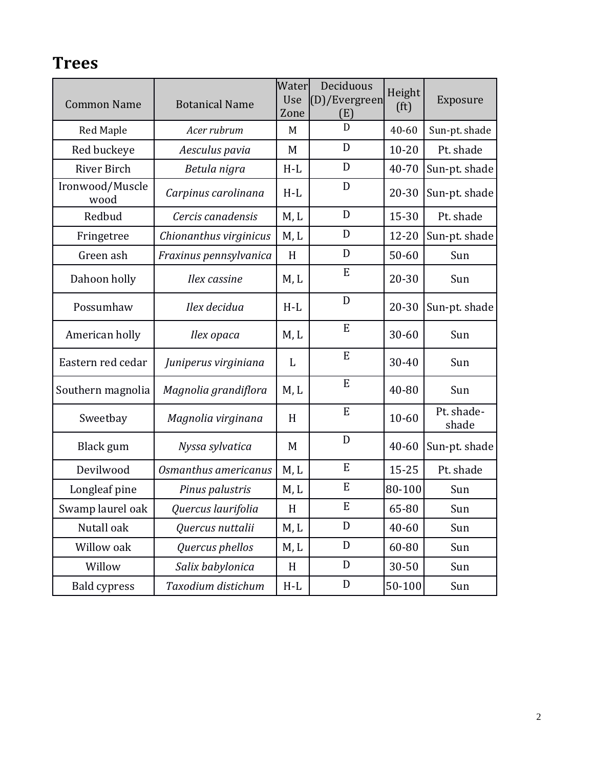## Trees

| Common Name | Botanical Name | Water Use Zone | Deciduous (D)/Evergreen (E) | Height (ft) | Exposure |
|---|---|---|---|---|---|
| Red Maple | *Acer rubrum* | M | D | 40-60 | Sun-pt. shade |
| Red buckeye | *Aesculus pavia* | M | D | 10-20 | Pt. shade |
| River Birch | *Betula nigra* | H-L | D | 40-70 | Sun-pt. shade |
| Ironwood/Muscle wood | *Carpinus carolinana* | H-L | D | 20-30 | Sun-pt. shade |
| Redbud | *Cercis canadensis* | M, L | D | 15-30 | Pt. shade |
| Fringetree | *Chionanthus virginicus* | M, L | D | 12-20 | Sun-pt. shade |
| Green ash | *Fraxinus pennsylvanica* | H | D | 50-60 | Sun |
| Dahoon holly | *Ilex cassine* | M, L | E | 20-30 | Sun |
| Possumhaw | *Ilex decidua* | H-L | D | 20-30 | Sun-pt. shade |
| American holly | *Ilex opaca* | M, L | E | 30-60 | Sun |
| Eastern red cedar | *Juniperus virginiana* | L | E | 30-40 | Sun |
| Southern magnolia | *Magnolia grandiflora* | M, L | E | 40-80 | Sun |
| Sweetbay | *Magnolia virginana* | H | E | 10-60 | Pt. shade-shade |
| Black gum | *Nyssa sylvatica* | M | D | 40-60 | Sun-pt. shade |
| Devilwood | *Osmanthus americanus* | M, L | E | 15-25 | Pt. shade |
| Longleaf pine | *Pinus palustris* | M, L | E | 80-100 | Sun |
| Swamp laurel oak | *Quercus laurifolia* | H | E | 65-80 | Sun |
| Nutall oak | *Quercus nuttalii* | M, L | D | 40-60 | Sun |
| Willow oak | *Quercus phellos* | M, L | D | 60-80 | Sun |
| Willow | *Salix babylonica* | H | D | 30-50 | Sun |
| Bald cypress | *Taxodium distichum* | H-L | D | 50-100 | Sun |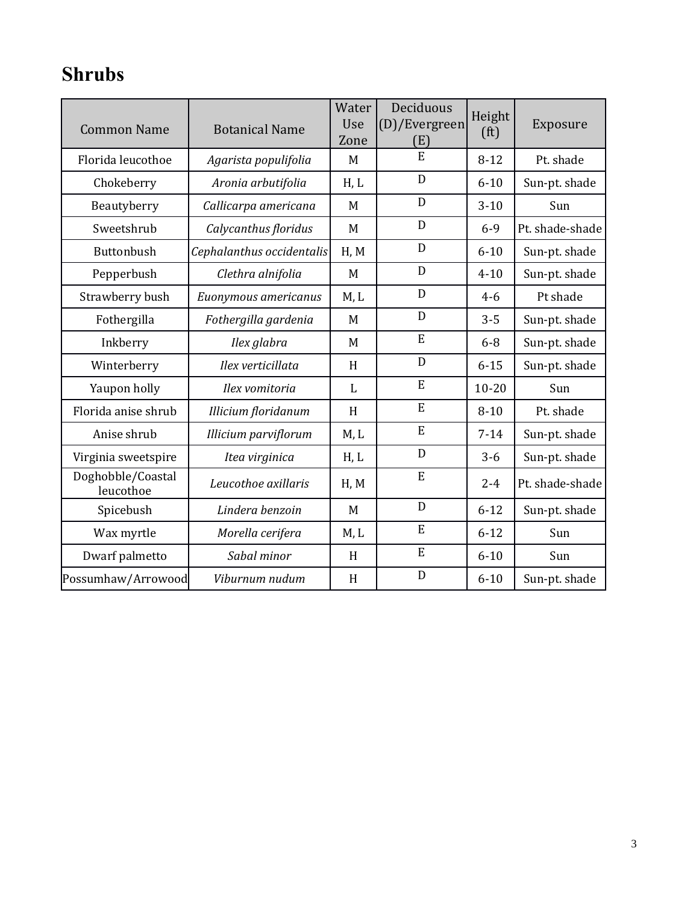# Shrubs

| Common Name | Botanical Name | Water Use Zone | Deciduous (D)/Evergreen (E) | Height (ft) | Exposure |
|---|---|---|---|---|---|
| Florida leucothoe | *Agarista populifolia* | M | E | 8-12 | Pt. shade |
| Chokeberry | *Aronia arbutifolia* | H, L | D | 6-10 | Sun-pt. shade |
| Beautyberry | *Callicarpa americana* | M | D | 3-10 | Sun |
| Sweetshrub | *Calycanthus floridus* | M | D | 6-9 | Pt. shade-shade |
| Buttonbush | *Cephalanthus occidentalis* | H, M | D | 6-10 | Sun-pt. shade |
| Pepperbush | *Clethra alnifolia* | M | D | 4-10 | Sun-pt. shade |
| Strawberry bush | *Euonymous americanus* | M, L | D | 4-6 | Pt shade |
| Fothergilla | *Fothergilla gardenia* | M | D | 3-5 | Sun-pt. shade |
| Inkberry | *Ilex glabra* | M | E | 6-8 | Sun-pt. shade |
| Winterberry | *Ilex verticillata* | H | D | 6-15 | Sun-pt. shade |
| Yaupon holly | *Ilex vomitoria* | L | E | 10-20 | Sun |
| Florida anise shrub | *Illicium floridanum* | H | E | 8-10 | Pt. shade |
| Anise shrub | *Illicium parviflorum* | M, L | E | 7-14 | Sun-pt. shade |
| Virginia sweetspire | *Itea virginica* | H, L | D | 3-6 | Sun-pt. shade |
| Doghobble/Coastal leucothoe | *Leucothoe axillaris* | H, M | E | 2-4 | Pt. shade-shade |
| Spicebush | *Lindera benzoin* | M | D | 6-12 | Sun-pt. shade |
| Wax myrtle | *Morella cerifera* | M, L | E | 6-12 | Sun |
| Dwarf palmetto | *Sabal minor* | H | E | 6-10 | Sun |
| Possumhaw/Arrowood | *Viburnum nudum* | H | D | 6-10 | Sun-pt. shade |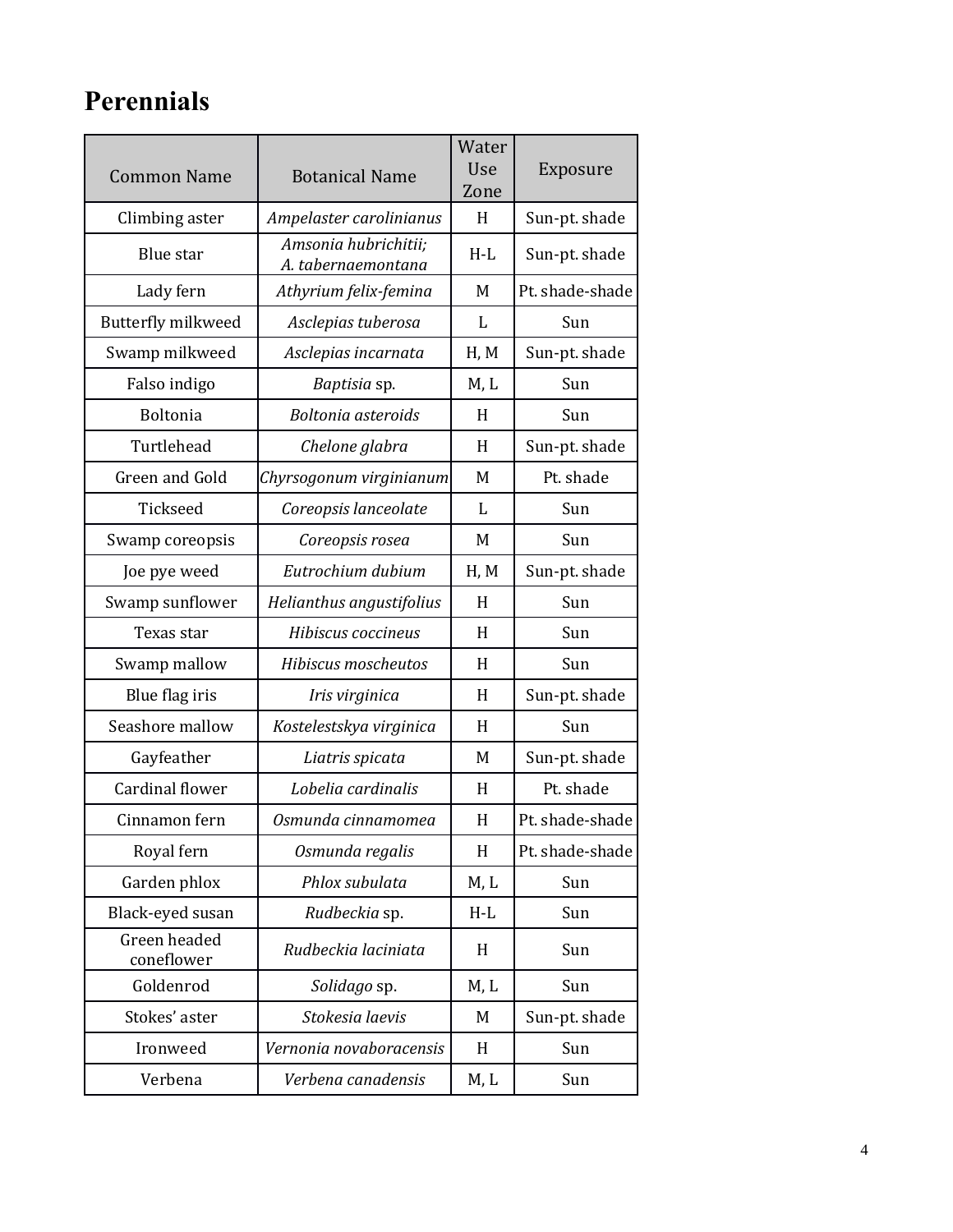# Perennials

| Common Name | Botanical Name | Water Use Zone | Exposure |
|---|---|---|---|
| Climbing aster | *Ampelaster carolinianus* | H | Sun-pt. shade |
| Blue star | *Amsonia hubrichitii; A. tabernaemontana* | H-L | Sun-pt. shade |
| Lady fern | *Athyrium felix-femina* | M | Pt. shade-shade |
| Butterfly milkweed | *Asclepias tuberosa* | L | Sun |
| Swamp milkweed | *Asclepias incarnata* | H, M | Sun-pt. shade |
| Falso indigo | *Baptisia* sp. | M, L | Sun |
| Boltonia | *Boltonia asteroids* | H | Sun |
| Turtlehead | *Chelone glabra* | H | Sun-pt. shade |
| Green and Gold | *Chyrsogonum virginianum* | M | Pt. shade |
| Tickseed | *Coreopsis lanceolate* | L | Sun |
| Swamp coreopsis | *Coreopsis rosea* | M | Sun |
| Joe pye weed | *Eutrochium dubium* | H, M | Sun-pt. shade |
| Swamp sunflower | *Helianthus angustifolius* | H | Sun |
| Texas star | *Hibiscus coccineus* | H | Sun |
| Swamp mallow | *Hibiscus moscheutos* | H | Sun |
| Blue flag iris | *Iris virginica* | H | Sun-pt. shade |
| Seashore mallow | *Kostelestskya virginica* | H | Sun |
| Gayfeather | *Liatris spicata* | M | Sun-pt. shade |
| Cardinal flower | *Lobelia cardinalis* | H | Pt. shade |
| Cinnamon fern | *Osmunda cinnamomea* | H | Pt. shade-shade |
| Royal fern | *Osmunda regalis* | H | Pt. shade-shade |
| Garden phlox | *Phlox subulata* | M, L | Sun |
| Black-eyed susan | *Rudbeckia* sp. | H-L | Sun |
| Green headed coneflower | *Rudbeckia laciniata* | H | Sun |
| Goldenrod | *Solidago* sp. | M, L | Sun |
| Stokes' aster | *Stokesia laevis* | M | Sun-pt. shade |
| Ironweed | *Vernonia novaboracensis* | H | Sun |
| Verbena | *Verbena canadensis* | M, L | Sun |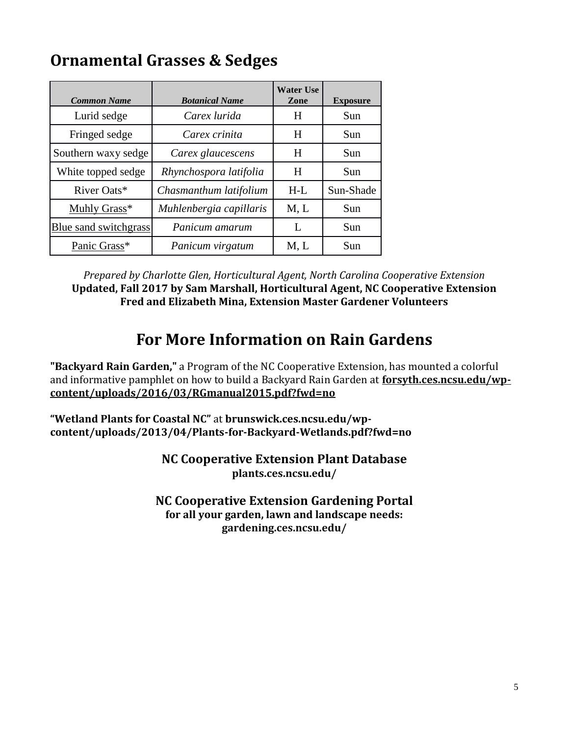## Ornamental Grasses & Sedges

| ***Common Name*** | ***Botanical Name*** | **Water Use Zone** | **Exposure** |
|---|---|---|---|
| Lurid sedge | *Carex lurida* | H | Sun |
| Fringed sedge | *Carex crinita* | H | Sun |
| Southern waxy sedge | *Carex glaucescens* | H | Sun |
| White topped sedge | *Rhynchospora latifolia* | H | Sun |
| River Oats* | *Chasmanthum latifolium* | H-L | Sun-Shade |
| Muhly Grass* | *Muhlenbergia capillaris* | M, L | Sun |
| Blue sand switchgrass | *Panicum amarum* | L | Sun |
| Panic Grass* | *Panicum virgatum* | M, L | Sun |

*Prepared by Charlotte Glen, Horticultural Agent, North Carolina Cooperative Extension*
**Updated, Fall 2017 by Sam Marshall, Horticultural Agent, NC Cooperative Extension**
**Fred and Elizabeth Mina, Extension Master Gardener Volunteers**

# For More Information on Rain Gardens

**"Backyard Rain Garden,"** a Program of the NC Cooperative Extension, has mounted a colorful and informative pamphlet on how to build a Backyard Rain Garden at **forsyth.ces.ncsu.edu/wp-content/uploads/2016/03/RGmanual2015.pdf?fwd=no**

**"Wetland Plants for Coastal NC"** at **brunswick.ces.ncsu.edu/wp-content/uploads/2013/04/Plants-for-Backyard-Wetlands.pdf?fwd=no**

**NC Cooperative Extension Plant Database**
**plants.ces.ncsu.edu/**

**NC Cooperative Extension Gardening Portal**
**for all your garden, lawn and landscape needs:**
**gardening.ces.ncsu.edu/**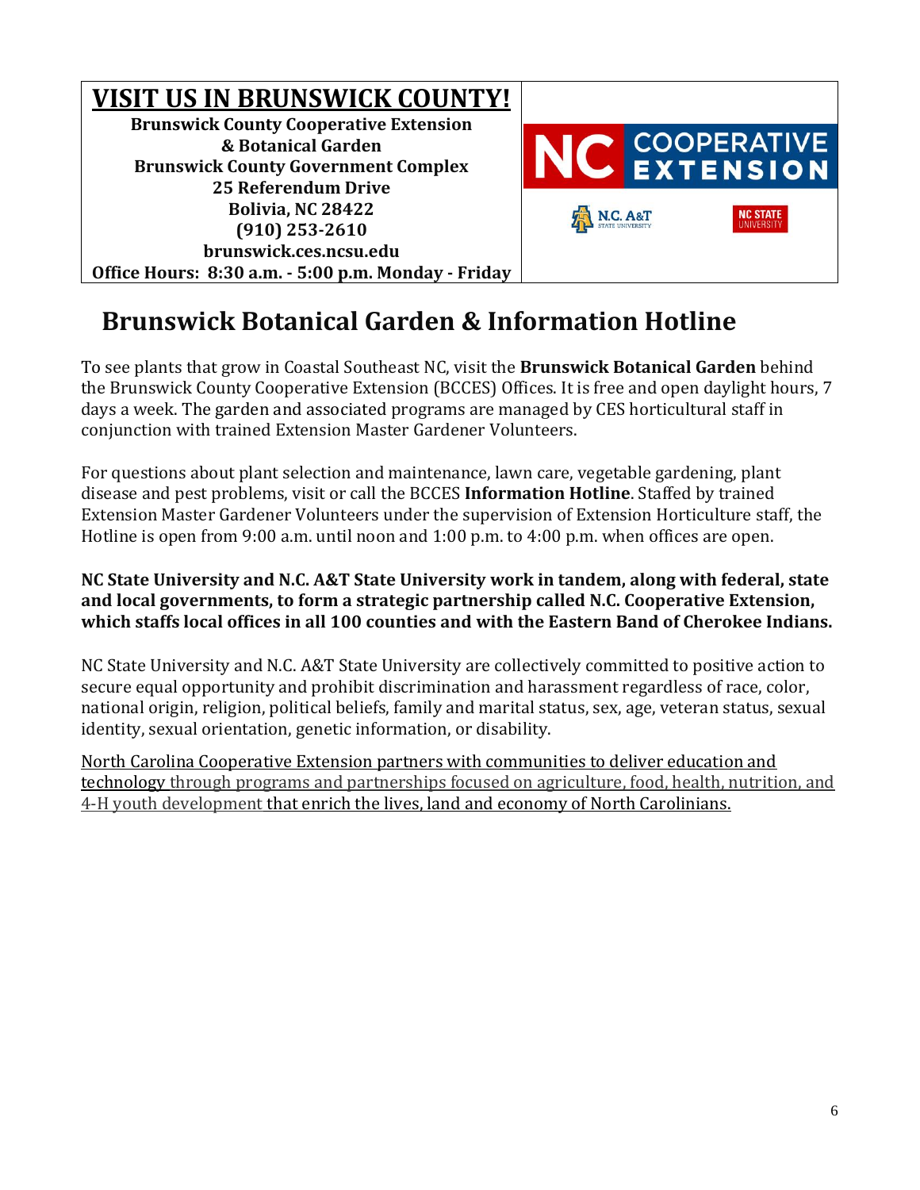## VISIT US IN BRUNSWICK COUNTY!

**Brunswick County Cooperative Extension**
**& Botanical Garden**
**Brunswick County Government Complex**
**25 Referendum Drive**
**Bolivia, NC 28422**
**(910) 253-2610**
**brunswick.ces.ncsu.edu**
**Office Hours: 8:30 a.m. - 5:00 p.m. Monday - Friday**

NC COOPERATIVE EXTENSION

N.C. A&T STATE UNIVERSITY

NC STATE UNIVERSITY

# Brunswick Botanical Garden & Information Hotline

To see plants that grow in Coastal Southeast NC, visit the **Brunswick Botanical Garden** behind the Brunswick County Cooperative Extension (BCCES) Offices. It is free and open daylight hours, 7 days a week. The garden and associated programs are managed by CES horticultural staff in conjunction with trained Extension Master Gardener Volunteers.

For questions about plant selection and maintenance, lawn care, vegetable gardening, plant disease and pest problems, visit or call the BCCES **Information Hotline**. Staffed by trained Extension Master Gardener Volunteers under the supervision of Extension Horticulture staff, the Hotline is open from 9:00 a.m. until noon and 1:00 p.m. to 4:00 p.m. when offices are open.

**NC State University and N.C. A&T State University work in tandem, along with federal, state and local governments, to form a strategic partnership called N.C. Cooperative Extension, which staffs local offices in all 100 counties and with the Eastern Band of Cherokee Indians.**

NC State University and N.C. A&T State University are collectively committed to positive action to secure equal opportunity and prohibit discrimination and harassment regardless of race, color, national origin, religion, political beliefs, family and marital status, sex, age, veteran status, sexual identity, sexual orientation, genetic information, or disability.

North Carolina Cooperative Extension partners with communities to deliver education and technology through programs and partnerships focused on agriculture, food, health, nutrition, and 4-H youth development that enrich the lives, land and economy of North Carolinians.